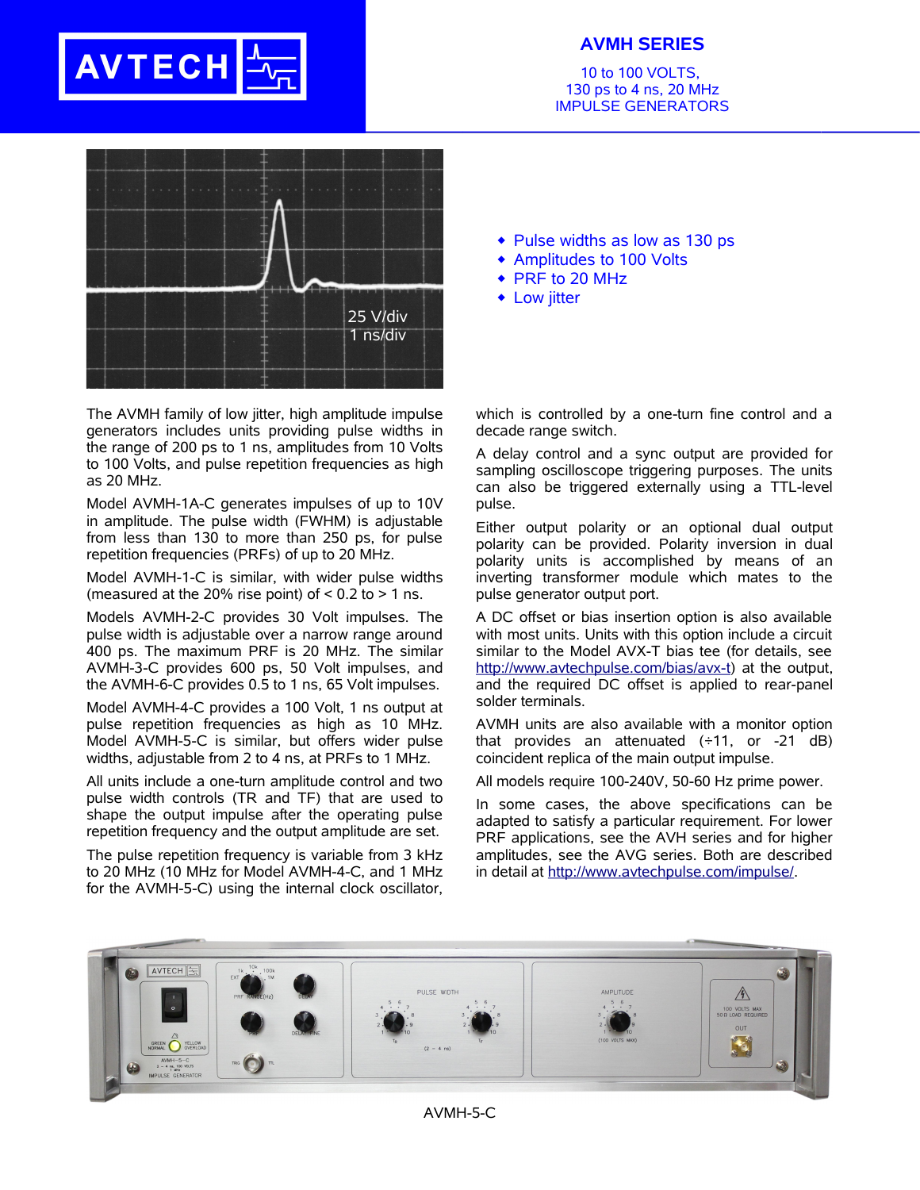AVTECH

# AVMH SERIES

10 to 100 VOLTS,
130 ps to 4 ns, 20 MHz
IMPULSE GENERATORS

25 V/div
1 ns/div

- Pulse widths as low as 130 ps
- Amplitudes to 100 Volts
- PRF to 20 MHz
- Low jitter

The AVMH family of low jitter, high amplitude impulse generators includes units providing pulse widths in the range of 200 ps to 1 ns, amplitudes from 10 Volts to 100 Volts, and pulse repetition frequencies as high as 20 MHz.

Model AVMH-1A-C generates impulses of up to 10V in amplitude. The pulse width (FWHM) is adjustable from less than 130 to more than 250 ps, for pulse repetition frequencies (PRFs) of up to 20 MHz.

Model AVMH-1-C is similar, with wider pulse widths (measured at the 20% rise point) of < 0.2 to > 1 ns.

Models AVMH-2-C provides 30 Volt impulses. The pulse width is adjustable over a narrow range around 400 ps. The maximum PRF is 20 MHz. The similar AVMH-3-C provides 600 ps, 50 Volt impulses, and the AVMH-6-C provides 0.5 to 1 ns, 65 Volt impulses.

Model AVMH-4-C provides a 100 Volt, 1 ns output at pulse repetition frequencies as high as 10 MHz. Model AVMH-5-C is similar, but offers wider pulse widths, adjustable from 2 to 4 ns, at PRFs to 1 MHz.

All units include a one-turn amplitude control and two pulse width controls (TR and TF) that are used to shape the output impulse after the operating pulse repetition frequency and the output amplitude are set.

The pulse repetition frequency is variable from 3 kHz to 20 MHz (10 MHz for Model AVMH-4-C, and 1 MHz for the AVMH-5-C) using the internal clock oscillator, which is controlled by a one-turn fine control and a decade range switch.

A delay control and a sync output are provided for sampling oscilloscope triggering purposes. The units can also be triggered externally using a TTL-level pulse.

Either output polarity or an optional dual output polarity can be provided. Polarity inversion in dual polarity units is accomplished by means of an inverting transformer module which mates to the pulse generator output port.

A DC offset or bias insertion option is also available with most units. Units with this option include a circuit similar to the Model AVX-T bias tee (for details, see http://www.avtechpulse.com/bias/avx-t) at the output, and the required DC offset is applied to rear-panel solder terminals.

AVMH units are also available with a monitor option that provides an attenuated (÷11, or -21 dB) coincident replica of the main output impulse.

All models require 100-240V, 50-60 Hz prime power.

In some cases, the above specifications can be adapted to satisfy a particular requirement. For lower PRF applications, see the AVH series and for higher amplitudes, see the AVG series. Both are described in detail at http://www.avtechpulse.com/impulse/.

AVMH-5-C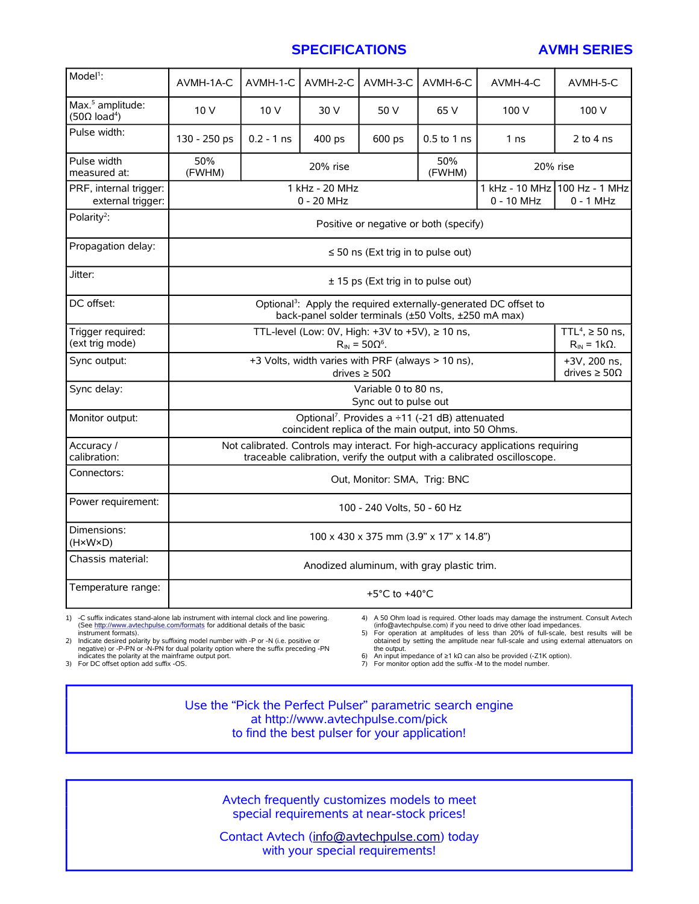## SPECIFICATIONS AVMH SERIES

| Model[1]: | AVMH-1A-C | AVMH-1-C | AVMH-2-C | AVMH-3-C | AVMH-6-C | AVMH-4-C | AVMH-5-C |
|---|---|---|---|---|---|---|---|
| Max.[5] amplitude: (50Ω load[4]) | 10 V | 10 V | 30 V | 50 V | 65 V | 100 V | 100 V |
| Pulse width: | 130 - 250 ps | 0.2 - 1 ns | 400 ps | 600 ps | 0.5 to 1 ns | 1 ns | 2 to 4 ns |
| Pulse width measured at: | 50% (FWHM) | 20% rise | | | 50% (FWHM) | 20% rise | |
| PRF, internal trigger: external trigger: | 1 kHz - 20 MHz 0 - 20 MHz | | | | | 1 kHz - 10 MHz 0 - 10 MHz | 100 Hz - 1 MHz 0 - 1 MHz |
| Polarity[2]: | Positive or negative or both (specify) | | | | | | |
| Propagation delay: | ≤ 50 ns (Ext trig in to pulse out) | | | | | | |
| Jitter: | ± 15 ps (Ext trig in to pulse out) | | | | | | |
| DC offset: | Optional[3]: Apply the required externally-generated DC offset to back-panel solder terminals (±50 Volts, ±250 mA max) | | | | | | |
| Trigger required: (ext trig mode) | TTL-level (Low: 0V, High: +3V to +5V), ≥ 10 ns, $R_{IN}$ = 50Ω[6]. | | | | | | TTL[4], ≥ 50 ns, $R_{IN}$ = 1kΩ. |
| Sync output: | +3 Volts, width varies with PRF (always > 10 ns), drives ≥ 50Ω | | | | | | +3V, 200 ns, drives ≥ 50Ω |
| Sync delay: | Variable 0 to 80 ns, Sync out to pulse out | | | | | | |
| Monitor output: | Optional[7]. Provides a ÷11 (-21 dB) attenuated coincident replica of the main output, into 50 Ohms. | | | | | | |
| Accuracy / calibration: | Not calibrated. Controls may interact. For high-accuracy applications requiring traceable calibration, verify the output with a calibrated oscilloscope. | | | | | | |
| Connectors: | Out, Monitor: SMA, Trig: BNC | | | | | | |
| Power requirement: | 100 - 240 Volts, 50 - 60 Hz | | | | | | |
| Dimensions: (H×W×D) | 100 x 430 x 375 mm (3.9" x 17" x 14.8") | | | | | | |
| Chassis material: | Anodized aluminum, with gray plastic trim. | | | | | | |
| Temperature range: | +5°C to +40°C | | | | | | |

1) -C suffix indicates stand-alone lab instrument with internal clock and line powering. (See http://www.avtechpulse.com/formats for additional details of the basic instrument formats).
2) Indicate desired polarity by suffixing model number with -P or -N (i.e. positive or negative) or -P-PN or -N-PN for dual polarity option where the suffix preceding -PN indicates the polarity at the mainframe output port.
3) For DC offset option add suffix -OS.
4) A 50 Ohm load is required. Other loads may damage the instrument. Consult Avtech (info@avtechpulse.com) if you need to drive other load impedances.
5) For operation at amplitudes of less than 20% of full-scale, best results will be obtained by setting the amplitude near full-scale and using external attenuators on the output.
6) An input impedance of ≥1 kΩ can also be provided (-Z1K option).
7) For monitor option add the suffix -M to the model number.

Use the "Pick the Perfect Pulser" parametric search engine
at http://www.avtechpulse.com/pick
to find the best pulser for your application!

Avtech frequently customizes models to meet
special requirements at near-stock prices!

Contact Avtech (info@avtechpulse.com) today
with your special requirements!